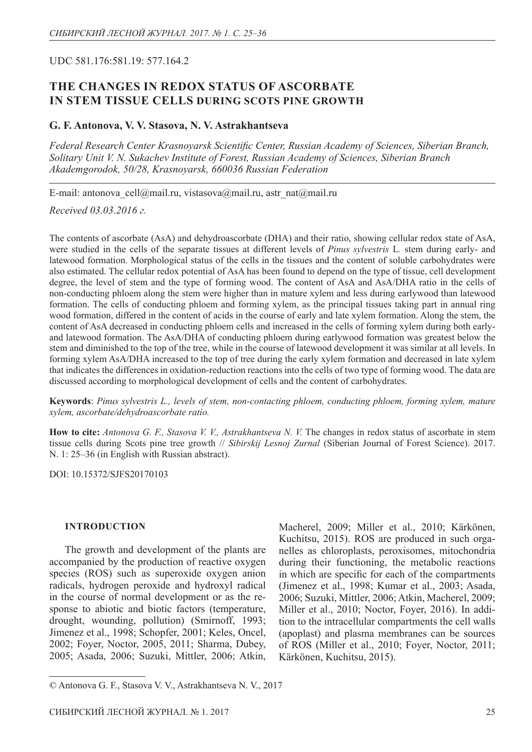UDC 581.176:581.19: 577.164.2

# THE CHANGES IN REDOX STATUS OF ASCORBATE IN STEM TISSUE CELLS DURING SCOTS PINE GROWTH

**G. F. Antonova, V. V. Stasova, N. V. Astrakhantseva**

*Federal Research Center Krasnoyarsk Scientific Center, Russian Academy of Sciences, Siberian Branch, Solitary Unit V. N. Sukachev Institute of Forest, Russian Academy of Sciences, Siberian Branch Akademgorodok, 50/28, Krasnoyarsk, 660036 Russian Federation*

E-mail: antonova_cell@mail.ru, vistasova@mail.ru, astr_nat@mail.ru

*Received 03.03.2016 г.*

The contents of ascorbate (AsA) and dehydroascorbate (DHA) and their ratio, showing cellular redox state of AsA, were studied in the cells of the separate tissues at different levels of *Pinus sylvestris* L. stem during early- and latewood formation. Morphological status of the cells in the tissues and the content of soluble carbohydrates were also estimated. The cellular redox potential of AsA has been found to depend on the type of tissue, cell development degree, the level of stem and the type of forming wood. The content of AsA and AsA/DHA ratio in the cells of non-conducting phloem along the stem were higher than in mature xylem and less during earlywood than latewood formation. The cells of conducting phloem and forming xylem, as the principal tissues taking part in annual ring wood formation, differed in the content of acids in the course of early and late xylem formation. Along the stem, the content of AsA decreased in conducting phloem cells and increased in the cells of forming xylem during both early- and latewood formation. The AsA/DHA of conducting phloem during earlywood formation was greatest below the stem and diminished to the top of the tree, while in the course of latewood development it was similar at all levels. In forming xylem AsA/DHA increased to the top of tree during the early xylem formation and decreased in late xylem that indicates the differences in oxidation-reduction reactions into the cells of two type of forming wood. The data are discussed according to morphological development of cells and the content of carbohydrates.

**Keywords**: *Pinus sylvestris L., levels of stem, non-contacting phloem, conducting phloem, forming xylem, mature xylem, ascorbate/dehydroascorbate ratio.*

**How to cite:** *Antonova G. F., Stasova V. V., Astrakhantseva N. V.* The changes in redox status of ascorbate in stem tissue cells during Scots pine tree growth // *Sibirskij Lesnoj Zurnal* (Siberian Journal of Forest Science). 2017. N. 1: 25–36 (in English with Russian abstract).

DOI: 10.15372/SJFS20170103

## INTRODUCTION

The growth and development of the plants are accompanied by the production of reactive oxygen species (ROS) such as superoxide oxygen anion radicals, hydrogen peroxide and hydroxyl radical in the course of normal development or as the response to abiotic and biotic factors (temperature, drought, wounding, pollution) (Smirnoff, 1993; Jimenez et al., 1998; Schopfer, 2001; Keles, Oncel, 2002; Foyer, Noctor, 2005, 2011; Sharma, Dubey, 2005; Asada, 2006; Suzuki, Mittler, 2006; Atkin, Macherel, 2009; Miller et al., 2010; Kärkönen, Kuchitsu, 2015). ROS are produced in such organelles as chloroplasts, peroxisomes, mitochondria during their functioning, the metabolic reactions in which are specific for each of the compartments (Jimenez et al., 1998; Kumar et al., 2003; Asada, 2006; Suzuki, Mittler, 2006; Atkin, Macherel, 2009; Miller et al., 2010; Noctor, Foyer, 2016). In addition to the intracellular compartments the cell walls (apoplast) and plasma membranes can be sources of ROS (Miller et al., 2010; Foyer, Noctor, 2011; Kärkönen, Kuchitsu, 2015).

© Antonova G. F., Stasova V. V., Astrakhantseva N. V., 2017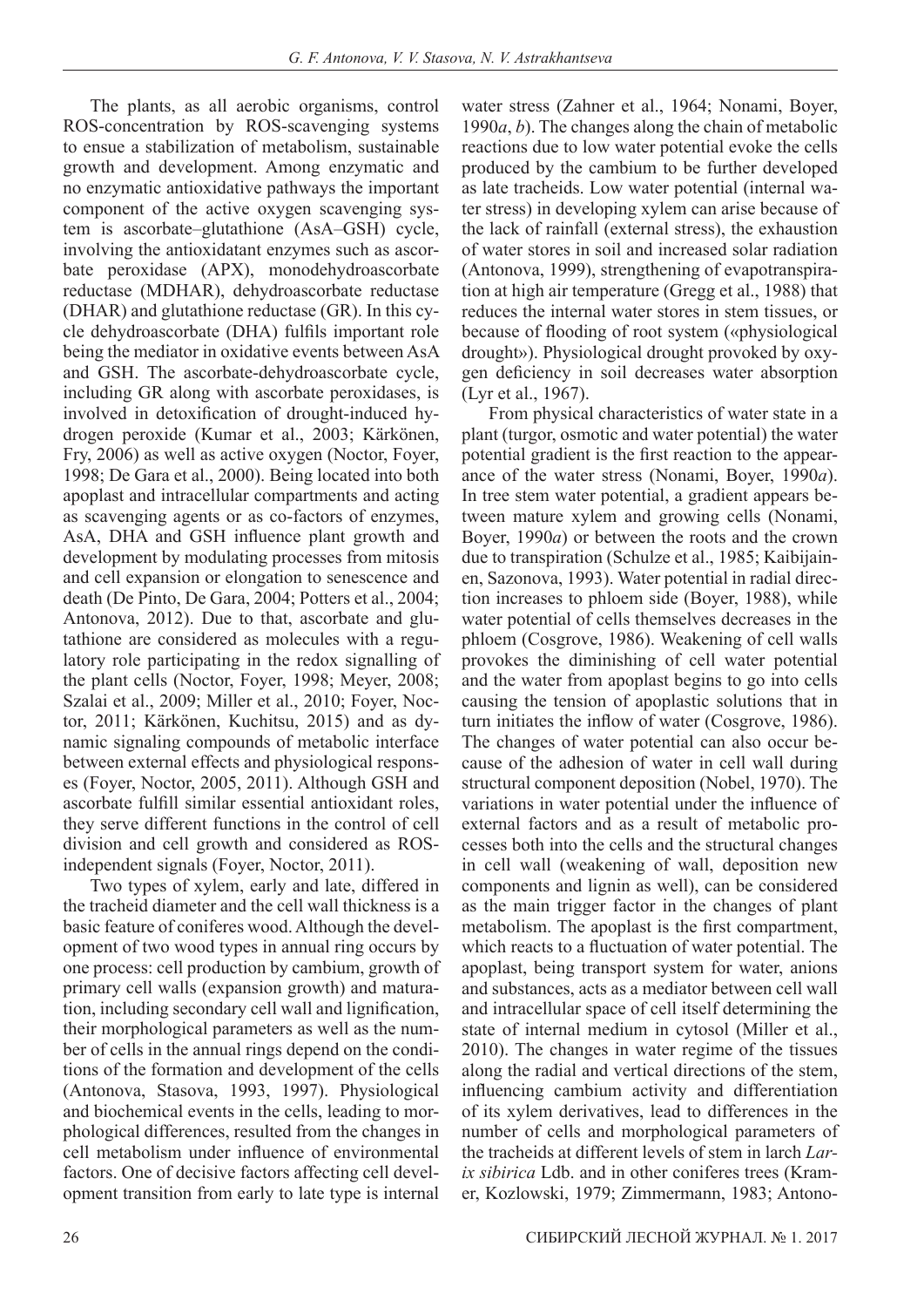The plants, as all aerobic organisms, control ROS-concentration by ROS-scavenging systems to ensue a stabilization of metabolism, sustainable growth and development. Among enzymatic and no enzymatic antioxidative pathways the important component of the active oxygen scavenging system is ascorbate–glutathione (AsA–GSH) cycle, involving the antioxidatant enzymes such as ascorbate peroxidase (APX), monodehydroascorbate reductase (MDHAR), dehydroascorbate reductase (DHAR) and glutathione reductase (GR). In this cycle dehydroascorbate (DHA) fulfils important role being the mediator in oxidative events between AsA and GSH. The ascorbate-dehydroascorbate cycle, including GR along with ascorbate peroxidases, is involved in detoxification of drought-induced hydrogen peroxide (Kumar et al., 2003; Kärkönen, Fry, 2006) as well as active oxygen (Noctor, Foyer, 1998; De Gara et al., 2000). Being located into both apoplast and intracellular compartments and acting as scavenging agents or as co-factors of enzymes, AsA, DHA and GSH influence plant growth and development by modulating processes from mitosis and cell expansion or elongation to senescence and death (De Pinto, De Gara, 2004; Potters et al., 2004; Antonova, 2012). Due to that, ascorbate and glutathione are considered as molecules with a regulatory role participating in the redox signalling of the plant cells (Noctor, Foyer, 1998; Meyer, 2008; Szalai et al., 2009; Miller et al., 2010; Foyer, Noctor, 2011; Kärkönen, Kuchitsu, 2015) and as dynamic signaling compounds of metabolic interface between external effects and physiological responses (Foyer, Noctor, 2005, 2011). Although GSH and ascorbate fulfill similar essential antioxidant roles, they serve different functions in the control of cell division and cell growth and considered as ROS-independent signals (Foyer, Noctor, 2011).

Two types of xylem, early and late, differed in the tracheid diameter and the cell wall thickness is a basic feature of coniferes wood. Although the development of two wood types in annual ring occurs by one process: cell production by cambium, growth of primary cell walls (expansion growth) and maturation, including secondary cell wall and lignification, their morphological parameters as well as the number of cells in the annual rings depend on the conditions of the formation and development of the cells (Antonova, Stasova, 1993, 1997). Physiological and biochemical events in the cells, leading to morphological differences, resulted from the changes in cell metabolism under influence of environmental factors. One of decisive factors affecting cell development transition from early to late type is internal water stress (Zahner et al., 1964; Nonami, Boyer, 1990*a*, *b*). The changes along the chain of metabolic reactions due to low water potential evoke the cells produced by the cambium to be further developed as late tracheids. Low water potential (internal water stress) in developing xylem can arise because of the lack of rainfall (external stress), the exhaustion of water stores in soil and increased solar radiation (Antonova, 1999), strengthening of evapotranspiration at high air temperature (Gregg et al., 1988) that reduces the internal water stores in stem tissues, or because of flooding of root system («physiological drought»). Physiological drought provoked by oxygen deficiency in soil decreases water absorption (Lyr et al., 1967).

From physical characteristics of water state in a plant (turgor, osmotic and water potential) the water potential gradient is the first reaction to the appearance of the water stress (Nonami, Boyer, 1990*a*). In tree stem water potential, a gradient appears between mature xylem and growing cells (Nonami, Boyer, 1990*a*) or between the roots and the crown due to transpiration (Schulze et al., 1985; Kaibijainen, Sazonova, 1993). Water potential in radial direction increases to phloem side (Boyer, 1988), while water potential of cells themselves decreases in the phloem (Cosgrove, 1986). Weakening of cell walls provokes the diminishing of cell water potential and the water from apoplast begins to go into cells causing the tension of apoplastic solutions that in turn initiates the inflow of water (Cosgrove, 1986). The changes of water potential can also occur because of the adhesion of water in cell wall during structural component deposition (Nobel, 1970). The variations in water potential under the influence of external factors and as a result of metabolic processes both into the cells and the structural changes in cell wall (weakening of wall, deposition new components and lignin as well), can be considered as the main trigger factor in the changes of plant metabolism. The apoplast is the first compartment, which reacts to a fluctuation of water potential. The apoplast, being transport system for water, anions and substances, acts as a mediator between cell wall and intracellular space of cell itself determining the state of internal medium in cytosol (Miller et al., 2010). The changes in water regime of the tissues along the radial and vertical directions of the stem, influencing cambium activity and differentiation of its xylem derivatives, lead to differences in the number of cells and morphological parameters of the tracheids at different levels of stem in larch *Larix sibirica* Ldb. and in other coniferes trees (Kramer, Kozlowski, 1979; Zimmermann, 1983; Antono-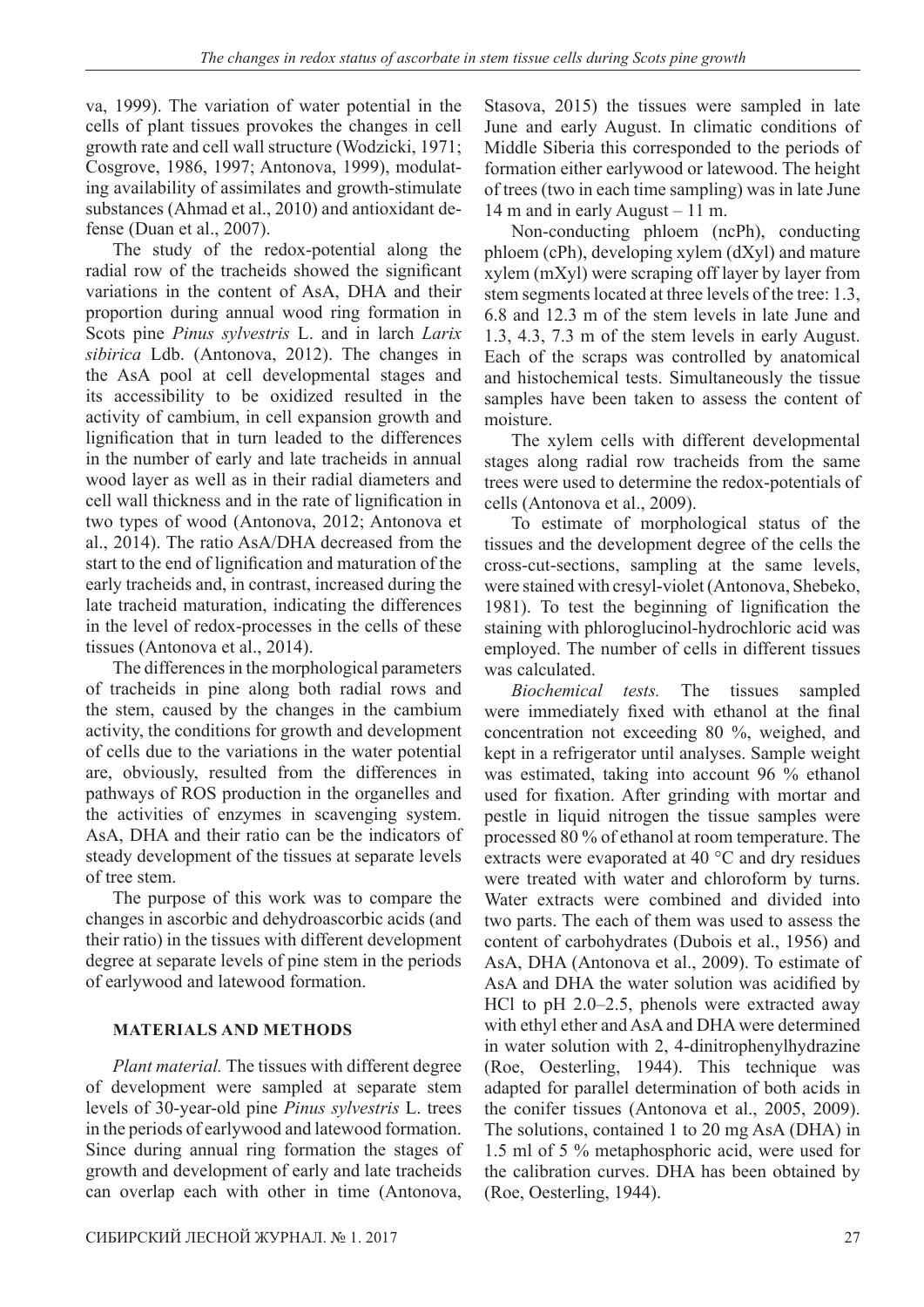va, 1999). The variation of water potential in the cells of plant tissues provokes the changes in cell growth rate and cell wall structure (Wodzicki, 1971; Cosgrove, 1986, 1997; Antonova, 1999), modulating availability of assimilates and growth-stimulate substances (Ahmad et al., 2010) and antioxidant defense (Duan et al., 2007).

The study of the redox-potential along the radial row of the tracheids showed the significant variations in the content of AsA, DHA and their proportion during annual wood ring formation in Scots pine *Pinus sylvestris* L. and in larch *Larix sibirica* Ldb. (Antonova, 2012). The changes in the AsA pool at cell developmental stages and its accessibility to be oxidized resulted in the activity of cambium, in cell expansion growth and lignification that in turn leaded to the differences in the number of early and late tracheids in annual wood layer as well as in their radial diameters and cell wall thickness and in the rate of lignification in two types of wood (Antonova, 2012; Antonova et al., 2014). The ratio AsA/DHA decreased from the start to the end of lignification and maturation of the early tracheids and, in contrast, increased during the late tracheid maturation, indicating the differences in the level of redox-processes in the cells of these tissues (Antonova et al., 2014).

The differences in the morphological parameters of tracheids in pine along both radial rows and the stem, caused by the changes in the cambium activity, the conditions for growth and development of cells due to the variations in the water potential are, obviously, resulted from the differences in pathways of ROS production in the organelles and the activities of enzymes in scavenging system. AsA, DHA and their ratio can be the indicators of steady development of the tissues at separate levels of tree stem.

The purpose of this work was to compare the changes in ascorbic and dehydroascorbic acids (and their ratio) in the tissues with different development degree at separate levels of pine stem in the periods of earlywood and latewood formation.

## MATERIALS AND METHODS

*Plant material.* The tissues with different degree of development were sampled at separate stem levels of 30-year-old pine *Pinus sylvestris* L. trees in the periods of earlywood and latewood formation. Since during annual ring formation the stages of growth and development of early and late tracheids can overlap each with other in time (Antonova, Stasova, 2015) the tissues were sampled in late June and early August. In climatic conditions of Middle Siberia this corresponded to the periods of formation either earlywood or latewood. The height of trees (two in each time sampling) was in late June 14 m and in early August – 11 m.

Non-conducting phloem (ncPh), conducting phloem (cPh), developing xylem (dXyl) and mature xylem (mXyl) were scraping off layer by layer from stem segments located at three levels of the tree: 1.3, 6.8 and 12.3 m of the stem levels in late June and 1.3, 4.3, 7.3 m of the stem levels in early August. Each of the scraps was controlled by anatomical and histochemical tests. Simultaneously the tissue samples have been taken to assess the content of moisture.

The xylem cells with different developmental stages along radial row tracheids from the same trees were used to determine the redox-potentials of cells (Antonova et al., 2009).

To estimate of morphological status of the tissues and the development degree of the cells the cross-cut-sections, sampling at the same levels, were stained with cresyl-violet (Antonova, Shebeko, 1981). To test the beginning of lignification the staining with phloroglucinol-hydrochloric acid was employed. The number of cells in different tissues was calculated.

*Biochemical tests.* The tissues sampled were immediately fixed with ethanol at the final concentration not exceeding 80 %, weighed, and kept in a refrigerator until analyses. Sample weight was estimated, taking into account 96 % ethanol used for fixation. After grinding with mortar and pestle in liquid nitrogen the tissue samples were processed 80 % of ethanol at room temperature. The extracts were evaporated at 40 °C and dry residues were treated with water and chloroform by turns. Water extracts were combined and divided into two parts. The each of them was used to assess the content of carbohydrates (Dubois et al., 1956) and AsA, DHA (Antonova et al., 2009). To estimate of AsA and DHA the water solution was acidified by HCl to pH 2.0–2.5, phenols were extracted away with ethyl ether and AsA and DHA were determined in water solution with 2, 4-dinitrophenylhydrazine (Roe, Oesterling, 1944). This technique was adapted for parallel determination of both acids in the conifer tissues (Antonova et al., 2005, 2009). The solutions, contained 1 to 20 mg AsA (DHA) in 1.5 ml of 5 % metaphosphoric acid, were used for the calibration curves. DHA has been obtained by (Roe, Oesterling, 1944).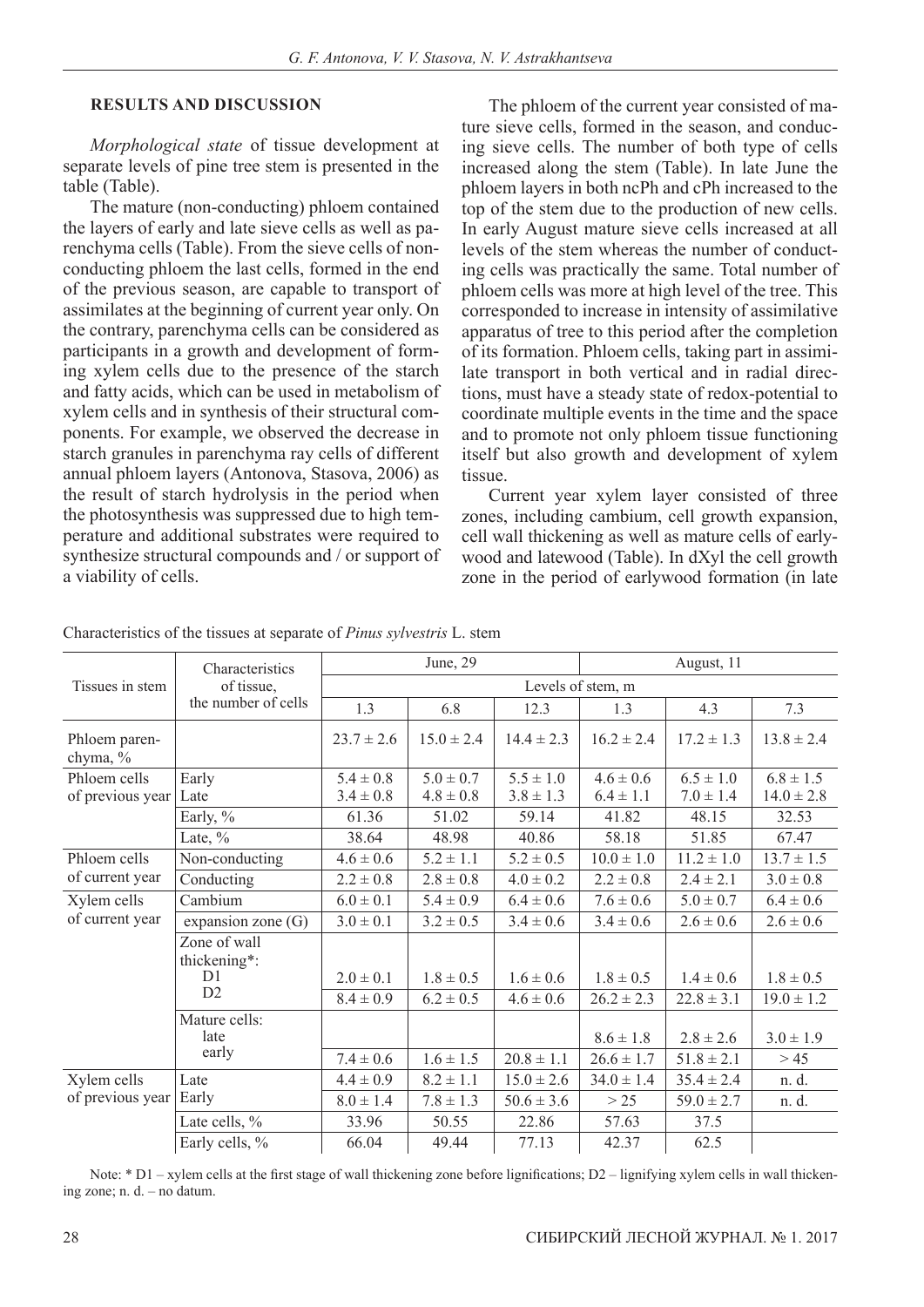## RESULTS AND DISCUSSION

*Morphological state* of tissue development at separate levels of pine tree stem is presented in the table (Table).

The mature (non-conducting) phloem contained the layers of early and late sieve cells as well as parenchyma cells (Table). From the sieve cells of non-conducting phloem the last cells, formed in the end of the previous season, are capable to transport of assimilates at the beginning of current year only. On the contrary, parenchyma cells can be considered as participants in a growth and development of forming xylem cells due to the presence of the starch and fatty acids, which can be used in metabolism of xylem cells and in synthesis of their structural components. For example, we observed the decrease in starch granules in parenchyma ray cells of different annual phloem layers (Antonova, Stasova, 2006) as the result of starch hydrolysis in the period when the photosynthesis was suppressed due to high temperature and additional substrates were required to synthesize structural compounds and / or support of a viability of cells.

The phloem of the current year consisted of mature sieve cells, formed in the season, and conducting sieve cells. The number of both type of cells increased along the stem (Table). In late June the phloem layers in both ncPh and cPh increased to the top of the stem due to the production of new cells. In early August mature sieve cells increased at all levels of the stem whereas the number of conducting cells was practically the same. Total number of phloem cells was more at high level of the tree. This corresponded to increase in intensity of assimilative apparatus of tree to this period after the completion of its formation. Phloem cells, taking part in assimilate transport in both vertical and in radial directions, must have a steady state of redox-potential to coordinate multiple events in the time and the space and to promote not only phloem tissue functioning itself but also growth and development of xylem tissue.

Current year xylem layer consisted of three zones, including cambium, cell growth expansion, cell wall thickening as well as mature cells of earlywood and latewood (Table). In dXyl the cell growth zone in the period of earlywood formation (in late

Characteristics of the tissues at separate of *Pinus sylvestris* L. stem

| Tissues in stem | Characteristics of tissue, the number of cells | June, 29 | | | August, 11 | | |
|---|---|---|---|---|---|---|---|
| | | Levels of stem, m | | | | | |
| | | 1.3 | 6.8 | 12.3 | 1.3 | 4.3 | 7.3 |
| Phloem parenchyma, % | | 23.7 ± 2.6 | 15.0 ± 2.4 | 14.4 ± 2.3 | 16.2 ± 2.4 | 17.2 ± 1.3 | 13.8 ± 2.4 |
| Phloem cells of previous year | Early | 5.4 ± 0.8 | 5.0 ± 0.7 | 5.5 ± 1.0 | 4.6 ± 0.6 | 6.5 ± 1.0 | 6.8 ± 1.5 |
| | Late | 3.4 ± 0.8 | 4.8 ± 0.8 | 3.8 ± 1.3 | 6.4 ± 1.1 | 7.0 ± 1.4 | 14.0 ± 2.8 |
| | Early, % | 61.36 | 51.02 | 59.14 | 41.82 | 48.15 | 32.53 |
| | Late, % | 38.64 | 48.98 | 40.86 | 58.18 | 51.85 | 67.47 |
| Phloem cells of current year | Non-conducting | 4.6 ± 0.6 | 5.2 ± 1.1 | 5.2 ± 0.5 | 10.0 ± 1.0 | 11.2 ± 1.0 | 13.7 ± 1.5 |
| | Conducting | 2.2 ± 0.8 | 2.8 ± 0.8 | 4.0 ± 0.2 | 2.2 ± 0.8 | 2.4 ± 2.1 | 3.0 ± 0.8 |
| Xylem cells of current year | Cambium | 6.0 ± 0.1 | 5.4 ± 0.9 | 6.4 ± 0.6 | 7.6 ± 0.6 | 5.0 ± 0.7 | 6.4 ± 0.6 |
| | expansion zone (G) | 3.0 ± 0.1 | 3.2 ± 0.5 | 3.4 ± 0.6 | 3.4 ± 0.6 | 2.6 ± 0.6 | 2.6 ± 0.6 |
| | Zone of wall thickening*: D1 | 2.0 ± 0.1 | 1.8 ± 0.5 | 1.6 ± 0.6 | 1.8 ± 0.5 | 1.4 ± 0.6 | 1.8 ± 0.5 |
| | D2 | 8.4 ± 0.9 | 6.2 ± 0.5 | 4.6 ± 0.6 | 26.2 ± 2.3 | 22.8 ± 3.1 | 19.0 ± 1.2 |
| | Mature cells: late | | | | 8.6 ± 1.8 | 2.8 ± 2.6 | 3.0 ± 1.9 |
| | early | 7.4 ± 0.6 | 1.6 ± 1.5 | 20.8 ± 1.1 | 26.6 ± 1.7 | 51.8 ± 2.1 | > 45 |
| Xylem cells of previous year | Late | 4.4 ± 0.9 | 8.2 ± 1.1 | 15.0 ± 2.6 | 34.0 ± 1.4 | 35.4 ± 2.4 | n. d. |
| | Early | 8.0 ± 1.4 | 7.8 ± 1.3 | 50.6 ± 3.6 | > 25 | 59.0 ± 2.7 | n. d. |
| | Late cells, % | 33.96 | 50.55 | 22.86 | 57.63 | 37.5 | |
| | Early cells, % | 66.04 | 49.44 | 77.13 | 42.37 | 62.5 | |

Note: * D1 – xylem cells at the first stage of wall thickening zone before lignifications; D2 – lignifying xylem cells in wall thickening zone; n. d. – no datum.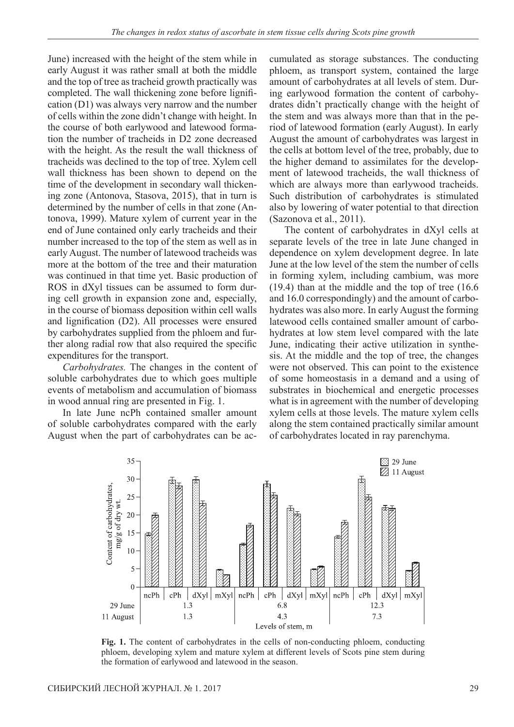June) increased with the height of the stem while in early August it was rather small at both the middle and the top of tree as tracheid growth practically was completed. The wall thickening zone before lignification (D1) was always very narrow and the number of cells within the zone didn't change with height. In the course of both earlywood and latewood formation the number of tracheids in D2 zone decreased with the height. As the result the wall thickness of tracheids was declined to the top of tree. Xylem cell wall thickness has been shown to depend on the time of the development in secondary wall thickening zone (Antonova, Stasova, 2015), that in turn is determined by the number of cells in that zone (Antonova, 1999). Mature xylem of current year in the end of June contained only early tracheids and their number increased to the top of the stem as well as in early August. The number of latewood tracheids was more at the bottom of the tree and their maturation was continued in that time yet. Basic production of ROS in dXyl tissues can be assumed to form during cell growth in expansion zone and, especially, in the course of biomass deposition within cell walls and lignification (D2). All processes were ensured by carbohydrates supplied from the phloem and further along radial row that also required the specific expenditures for the transport.

*Carbohydrates.* The changes in the content of soluble carbohydrates due to which goes multiple events of metabolism and accumulation of biomass in wood annual ring are presented in Fig. 1.

In late June ncPh contained smaller amount of soluble carbohydrates compared with the early August when the part of carbohydrates can be accumulated as storage substances. The conducting phloem, as transport system, contained the large amount of carbohydrates at all levels of stem. During earlywood formation the content of carbohydrates didn't practically change with the height of the stem and was always more than that in the period of latewood formation (early August). In early August the amount of carbohydrates was largest in the cells at bottom level of the tree, probably, due to the higher demand to assimilates for the development of latewood tracheids, the wall thickness of which are always more than earlywood tracheids. Such distribution of carbohydrates is stimulated also by lowering of water potential to that direction (Sazonova et al., 2011).

The content of carbohydrates in dXyl cells at separate levels of the tree in late June changed in dependence on xylem development degree. In late June at the low level of the stem the number of cells in forming xylem, including cambium, was more (19.4) than at the middle and the top of tree (16.6 and 16.0 correspondingly) and the amount of carbohydrates was also more. In early August the forming latewood cells contained smaller amount of carbohydrates at low stem level compared with the late June, indicating their active utilization in synthesis. At the middle and the top of tree, the changes were not observed. This can point to the existence of some homeostasis in a demand and a using of substrates in biochemical and energetic processes what is in agreement with the number of developing xylem cells at those levels. The mature xylem cells along the stem contained practically similar amount of carbohydrates located in ray parenchyma.

**Fig. 1.** The content of carbohydrates in the cells of non-conducting phloem, conducting phloem, developing xylem and mature xylem at different levels of Scots pine stem during the formation of earlywood and latewood in the season.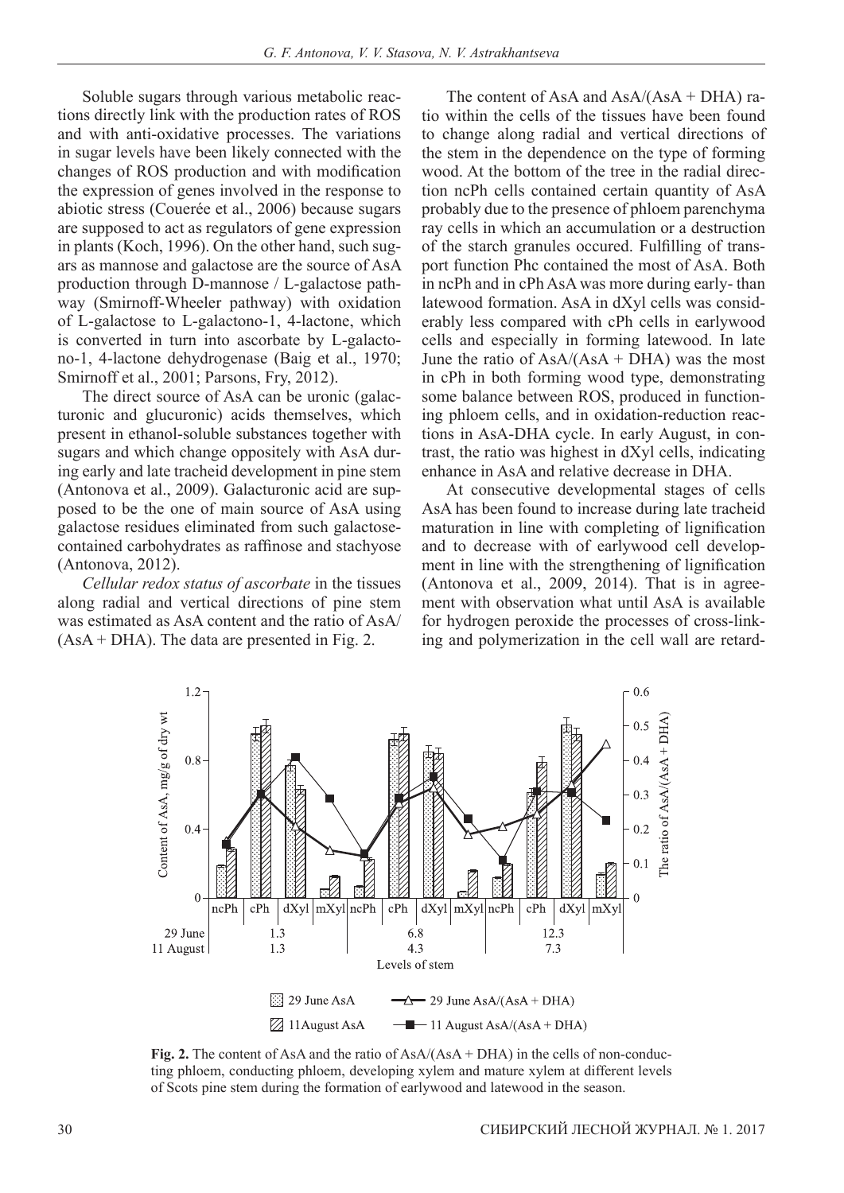Soluble sugars through various metabolic reactions directly link with the production rates of ROS and with anti-oxidative processes. The variations in sugar levels have been likely connected with the changes of ROS production and with modification the expression of genes involved in the response to abiotic stress (Coueréе et al., 2006) because sugars are supposed to act as regulators of gene expression in plants (Koch, 1996). On the other hand, such sugars as mannose and galactose are the source of AsA production through D-mannose / L-galactose pathway (Smirnoff-Wheeler pathway) with oxidation of L-galactose to L-galactono-1, 4-lactone, which is converted in turn into ascorbate by L-galactono-1, 4-lactone dehydrogenase (Baig et al., 1970; Smirnoff et al., 2001; Parsons, Fry, 2012).

The direct source of AsA can be uronic (galacturonic and glucuronic) acids themselves, which present in ethanol-soluble substances together with sugars and which change oppositely with AsA during early and late tracheid development in pine stem (Antonova et al., 2009). Galacturonic acid are supposed to be the one of main source of AsA using galactose residues eliminated from such galactose-contained carbohydrates as raffinose and stachyose (Antonova, 2012).

*Cellular redox status of ascorbate* in the tissues along radial and vertical directions of pine stem was estimated as AsA content and the ratio of AsA/(AsA + DHA). The data are presented in Fig. 2.

The content of AsA and AsA/(AsA + DHA) ratio within the cells of the tissues have been found to change along radial and vertical directions of the stem in the dependence on the type of forming wood. At the bottom of the tree in the radial direction ncPh cells contained certain quantity of AsA probably due to the presence of phloem parenchyma ray cells in which an accumulation or a destruction of the starch granules occured. Fulfilling of transport function Phc contained the most of AsA. Both in ncPh and in cPh AsA was more during early- than latewood formation. AsA in dXyl cells was considerably less compared with cPh cells in earlywood cells and especially in forming latewood. In late June the ratio of AsA/(AsA + DHA) was the most in cPh in both forming wood type, demonstrating some balance between ROS, produced in functioning phloem cells, and in oxidation-reduction reactions in AsA-DHA cycle. In early August, in contrast, the ratio was highest in dXyl cells, indicating enhance in AsA and relative decrease in DHA.

At consecutive developmental stages of cells AsA has been found to increase during late tracheid maturation in line with completing of lignification and to decrease with of earlywood cell development in line with the strengthening of lignification (Antonova et al., 2009, 2014). That is in agreement with observation what until AsA is available for hydrogen peroxide the processes of cross-linking and polymerization in the cell wall are retard-

**Fig. 2.** The content of AsA and the ratio of AsA/(AsA + DHA) in the cells of non-conducting phloem, conducting phloem, developing xylem and mature xylem at different levels of Scots pine stem during the formation of earlywood and latewood in the season.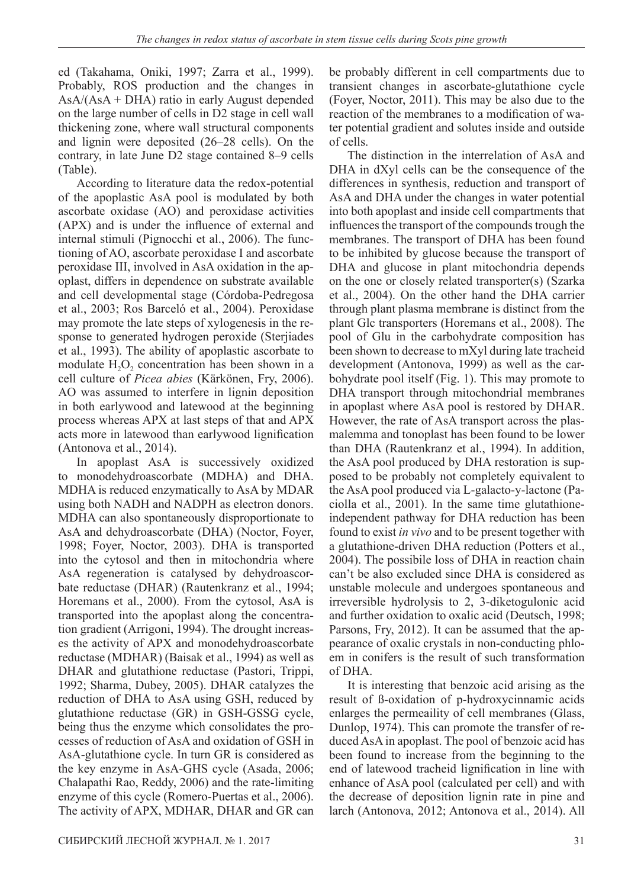ed (Takahama, Oniki, 1997; Zarra et al., 1999). Probably, ROS production and the changes in AsA/(AsA + DHA) ratio in early August depended on the large number of cells in D2 stage in cell wall thickening zone, where wall structural components and lignin were deposited (26–28 cells). On the contrary, in late June D2 stage contained 8–9 cells (Table).

According to literature data the redox-potential of the apoplastic AsA pool is modulated by both ascorbate oxidase (AO) and peroxidase activities (APX) and is under the influence of external and internal stimuli (Pignocchi et al., 2006). The functioning of AO, ascorbate peroxidase I and ascorbate peroxidase III, involved in AsA oxidation in the apoplast, differs in dependence on substrate available and cell developmental stage (Córdoba-Pedregosa et al., 2003; Ros Barceló et al., 2004). Peroxidase may promote the late steps of xylogenesis in the response to generated hydrogen peroxide (Sterjiades et al., 1993). The ability of apoplastic ascorbate to modulate $H_2O_2$ concentration has been shown in a cell culture of *Picea abies* (Kärkönen, Fry, 2006). AO was assumed to interfere in lignin deposition in both earlywood and latewood at the beginning process whereas APX at last steps of that and APX acts more in latewood than earlywood lignification (Antonova et al., 2014).

In apoplast AsA is successively oxidized to monodehydroascorbate (MDHA) and DHA. MDHA is reduced enzymatically to AsA by MDAR using both NADH and NADPH as electron donors. MDHA can also spontaneously disproportionate to AsA and dehydroascorbate (DHA) (Noctor, Foyer, 1998; Foyer, Noctor, 2003). DHA is transported into the cytosol and then in mitochondria where AsA regeneration is catalysed by dehydroascorbate reductase (DHAR) (Rautenkranz et al., 1994; Horemans et al., 2000). From the cytosol, AsA is transported into the apoplast along the concentration gradient (Arrigoni, 1994). The drought increases the activity of APX and monodehydroascorbate reductase (MDHAR) (Baisak et al., 1994) as well as DHAR and glutathione reductase (Pastori, Trippi, 1992; Sharma, Dubey, 2005). DHAR catalyzes the reduction of DHA to AsA using GSH, reduced by glutathione reductase (GR) in GSH-GSSG cycle, being thus the enzyme which consolidates the processes of reduction of AsA and oxidation of GSH in AsA-glutathione cycle. In turn GR is considered as the key enzyme in AsA-GHS cycle (Asada, 2006; Chalapathi Rao, Reddy, 2006) and the rate-limiting enzyme of this cycle (Romero-Puertas et al., 2006). The activity of APX, MDHAR, DHAR and GR can be probably different in cell compartments due to transient changes in ascorbate-glutathione cycle (Foyer, Noctor, 2011). This may be also due to the reaction of the membranes to a modification of water potential gradient and solutes inside and outside of cells.

The distinction in the interrelation of AsA and DHA in dXyl cells can be the consequence of the differences in synthesis, reduction and transport of AsA and DHA under the changes in water potential into both apoplast and inside cell compartments that influences the transport of the compounds trough the membranes. The transport of DHA has been found to be inhibited by glucose because the transport of DHA and glucose in plant mitochondria depends on the one or closely related transporter(s) (Szarka et al., 2004). On the other hand the DHA carrier through plant plasma membrane is distinct from the plant Glc transporters (Horemans et al., 2008). The pool of Glu in the carbohydrate composition has been shown to decrease to mXyl during late tracheid development (Antonova, 1999) as well as the carbohydrate pool itself (Fig. 1). This may promote to DHA transport through mitochondrial membranes in apoplast where AsA pool is restored by DHAR. However, the rate of AsA transport across the plasmalemma and tonoplast has been found to be lower than DHA (Rautenkranz et al., 1994). In addition, the AsA pool produced by DHA restoration is supposed to be probably not completely equivalent to the AsA pool produced via L-galacto-y-lactone (Paciolla et al., 2001). In the same time glutathione-independent pathway for DHA reduction has been found to exist *in vivo* and to be present together with a glutathione-driven DHA reduction (Potters et al., 2004). The possibile loss of DHA in reaction chain can't be also excluded since DHA is considered as unstable molecule and undergoes spontaneous and irreversible hydrolysis to 2, 3-diketogulonic acid and further oxidation to oxalic acid (Deutsch, 1998; Parsons, Fry, 2012). It can be assumed that the appearance of oxalic crystals in non-conducting phloem in conifers is the result of such transformation of DHA.

It is interesting that benzoic acid arising as the result of ß-oxidation of p-hydroxycinnamic acids enlarges the permeaility of cell membranes (Glass, Dunlop, 1974). This can promote the transfer of reduced AsA in apoplast. The pool of benzoic acid has been found to increase from the beginning to the end of latewood tracheid lignification in line with enhance of AsA pool (calculated per cell) and with the decrease of deposition lignin rate in pine and larch (Antonova, 2012; Antonova et al., 2014). All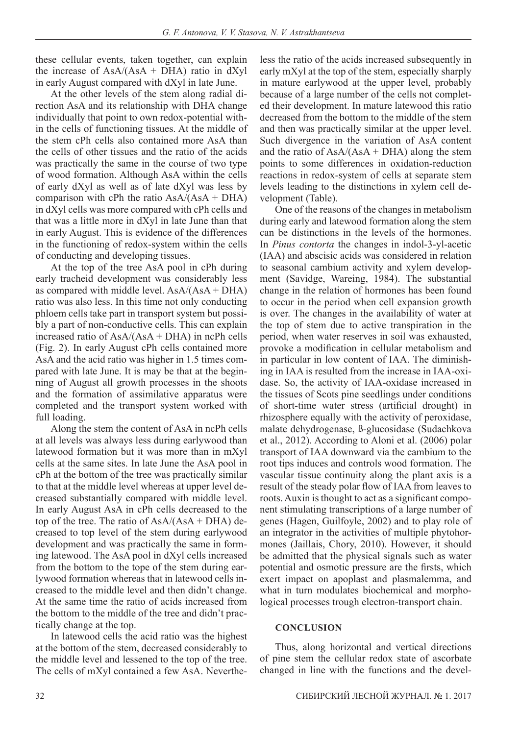these cellular events, taken together, can explain the increase of AsA/(AsA + DHA) ratio in dXyl in early August compared with dXyl in late June.

At the other levels of the stem along radial direction AsA and its relationship with DHA change individually that point to own redox-potential within the cells of functioning tissues. At the middle of the stem cPh cells also contained more AsA than the cells of other tissues and the ratio of the acids was practically the same in the course of two type of wood formation. Although AsA within the cells of early dXyl as well as of late dXyl was less by comparison with cPh the ratio AsA/(AsA + DHA) in dXyl cells was more compared with cPh cells and that was a little more in dXyl in late June than that in early August. This is evidence of the differences in the functioning of redox-system within the cells of conducting and developing tissues.

At the top of the tree AsA pool in cPh during early tracheid development was considerably less as compared with middle level. AsA/(AsA + DHA) ratio was also less. In this time not only conducting phloem cells take part in transport system but possibly a part of non-conductive cells. This can explain increased ratio of AsA/(AsA + DHA) in ncPh cells (Fig. 2). In early August cPh cells contained more AsA and the acid ratio was higher in 1.5 times compared with late June. It is may be that at the beginning of August all growth processes in the shoots and the formation of assimilative apparatus were completed and the transport system worked with full loading.

Along the stem the content of AsA in ncPh cells at all levels was always less during earlywood than latewood formation but it was more than in mXyl cells at the same sites. In late June the AsA pool in cPh at the bottom of the tree was practically similar to that at the middle level whereas at upper level decreased substantially compared with middle level. In early August AsA in cPh cells decreased to the top of the tree. The ratio of AsA/(AsA + DHA) decreased to top level of the stem during earlywood development and was practically the same in forming latewood. The AsA pool in dXyl cells increased from the bottom to the tope of the stem during earlywood formation whereas that in latewood cells increased to the middle level and then didn't change. At the same time the ratio of acids increased from the bottom to the middle of the tree and didn't practically change at the top.

In latewood cells the acid ratio was the highest at the bottom of the stem, decreased considerably to the middle level and lessened to the top of the tree. The cells of mXyl contained a few AsA. Nevertheless the ratio of the acids increased subsequently in early mXyl at the top of the stem, especially sharply in mature earlywood at the upper level, probably because of a large number of the cells not completed their development. In mature latewood this ratio decreased from the bottom to the middle of the stem and then was practically similar at the upper level. Such divergence in the variation of AsA content and the ratio of AsA/(AsA + DHA) along the stem points to some differences in oxidation-reduction reactions in redox-system of cells at separate stem levels leading to the distinctions in xylem cell development (Table).

One of the reasons of the changes in metabolism during early and latewood formation along the stem can be distinctions in the levels of the hormones. In *Pinus contorta* the changes in indol-3-yl-acetic (IAA) and abscisic acids was considered in relation to seasonal cambium activity and xylem development (Savidge, Wareing, 1984). The substantial change in the relation of hormones has been found to occur in the period when cell expansion growth is over. The changes in the availability of water at the top of stem due to active transpiration in the period, when water reserves in soil was exhausted, provoke a modification in cellular metabolism and in particular in low content of IAA. The diminishing in IAA is resulted from the increase in IAA-oxidase. So, the activity of IAA-oxidase increased in the tissues of Scots pine seedlings under conditions of short-time water stress (artificial drought) in rhizosphere equally with the activity of peroxidase, malate dehydrogenase, ß-glucosidase (Sudachkova et al., 2012). According to Aloni et al. (2006) polar transport of IAA downward via the cambium to the root tips induces and controls wood formation. The vascular tissue continuity along the plant axis is a result of the steady polar flow of IAA from leaves to roots. Auxin is thought to act as a significant component stimulating transcriptions of a large number of genes (Hagen, Guilfoyle, 2002) and to play role of an integrator in the activities of multiple phytohormones (Jaillais, Chory, 2010). However, it should be admitted that the physical signals such as water potential and osmotic pressure are the firsts, which exert impact on apoplast and plasmalemma, and what in turn modulates biochemical and morphological processes trough electron-transport chain.

## CONCLUSION

Thus, along horizontal and vertical directions of pine stem the cellular redox state of ascorbate changed in line with the functions and the devel-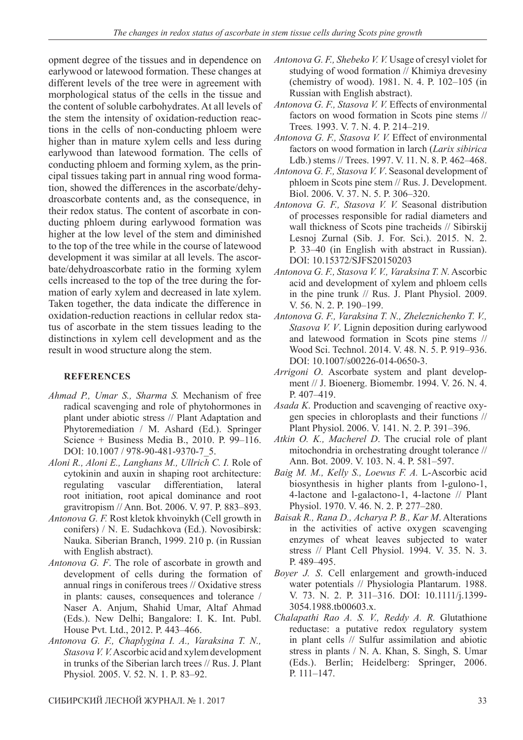opment degree of the tissues and in dependence on earlywood or latewood formation. These changes at different levels of the tree were in agreement with morphological status of the cells in the tissue and the content of soluble carbohydrates. At all levels of the stem the intensity of oxidation-reduction reactions in the cells of non-conducting phloem were higher than in mature xylem cells and less during earlywood than latewood formation. The cells of conducting phloem and forming xylem, as the principal tissues taking part in annual ring wood formation, showed the differences in the ascorbate/dehydroascorbate contents and, as the consequence, in their redox status. The content of ascorbate in conducting phloem during earlywood formation was higher at the low level of the stem and diminished to the top of the tree while in the course of latewood development it was similar at all levels. The ascorbate/dehydroascorbate ratio in the forming xylem cells increased to the top of the tree during the formation of early xylem and decreased in late xylem. Taken together, the data indicate the difference in oxidation-reduction reactions in cellular redox status of ascorbate in the stem tissues leading to the distinctions in xylem cell development and as the result in wood structure along the stem.

## REFERENCES

*Ahmad P., Umar S., Sharma S.* Mechanism of free radical scavenging and role of phytohormones in plant under abiotic stress // Plant Adaptation and Phytoremediation / M. Ashard (Ed.). Springer Science + Business Media B., 2010. P. 99–116. DOI: 10.1007 / 978-90-481-9370-7_5.

*Aloni R., Aloni E., Langhans M., Ullrich C. I.* Role of cytokinin and auxin in shaping root architecture: regulating vascular differentiation, lateral root initiation, root apical dominance and root gravitropism // Ann. Bot. 2006. V. 97. P. 883–893.

*Antonova G. F.* Rost kletok khvoinykh (Cell growth in conifers) / N. E. Sudachkova (Ed.). Novosibirsk: Nauka. Siberian Branch, 1999. 210 p. (in Russian with English abstract).

*Antonova G. F*. The role of ascorbate in growth and development of cells during the formation of annual rings in coniferous trees // Oxidative stress in plants: causes, consequences and tolerance / Naser A. Anjum, Shahid Umar, Altaf Ahmad (Eds.). New Delhi; Bangalore: I. K. Int. Publ. House Pvt. Ltd., 2012. P. 443–466.

*Antonova G. F., Chaplygina I. A., Varaksina T. N., Stasova V. V.* Ascorbic acid and xylem development in trunks of the Siberian larch trees // Rus. J. Plant Physiol. 2005. V. 52. N. 1. P. 83–92.

*Antonova G. F., Shebeko V. V.* Usage of cresyl violet for studying of wood formation // Khimiya drevesiny (chemistry of wood). 1981. N. 4. P. 102–105 (in Russian with English abstract).

*Antonova G. F., Stasova V. V.* Effects of environmental factors on wood formation in Scots pine stems // Trees. 1993. V. 7. N. 4. P. 214–219.

*Antonova G. F., Stasova V. V.* Effect of environmental factors on wood formation in larch (*Larix sibirica* Ldb.) stems // Trees. 1997. V. 11. N. 8. P. 462–468.

*Antonova G. F., Stasova V. V*. Seasonal development of phloem in Scots pine stem // Rus. J. Development. Biol. 2006. V. 37. N. 5. P. 306–320.

*Antonova G. F., Stasova V. V.* Seasonal distribution of processes responsible for radial diameters and wall thickness of Scots pine tracheids // Sibirskij Lesnoj Zurnal (Sib. J. For. Sci.). 2015. N. 2. P. 33–40 (in English with abstract in Russian). DOI: 10.15372/SJFS20150203

*Antonova G. F., Stasova V. V., Varaksina T. N.* Ascorbic acid and development of xylem and phloem cells in the pine trunk // Rus. J. Plant Physiol. 2009. V. 56. N. 2. P. 190–199.

*Antonova G. F., Varaksina T. N., Zheleznichenko T. V., Stasova V. V*. Lignin deposition during earlywood and latewood formation in Scots pine stems // Wood Sci. Technol. 2014. V. 48. N. 5. P. 919–936. DOI: 10.1007/s00226-014-0650-3.

*Arrigoni O*. Ascorbate system and plant development // J. Bioenerg. Biomembr. 1994. V. 26. N. 4. P. 407–419.

*Asada K*. Production and scavenging of reactive oxygen species in chloroplasts and their functions // Plant Physiol. 2006. V. 141. N. 2. P. 391–396.

*Atkin O. K., Macherel D*. The crucial role of plant mitochondria in orchestrating drought tolerance // Ann. Bot. 2009. V. 103. N. 4. P. 581–597.

*Baig M. M., Kelly S., Loewus F. A.* L-Ascorbic acid biosynthesis in higher plants from l-gulono-1, 4-lactone and l-galactono-1, 4-lactone // Plant Physiol. 1970. V. 46. N. 2. P. 277–280.

*Baisak R., Rana D., Acharya P. B., Kar M*. Alterations in the activities of active oxygen scavenging enzymes of wheat leaves subjected to water stress // Plant Cell Physiol. 1994. V. 35. N. 3. P. 489–495.

*Boyer J. S*. Cell enlargement and growth-induced water potentials // Physiologia Plantarum. 1988. V. 73. N. 2. P. 311–316. DOI: 10.1111/j.1399-3054.1988.tb00603.x.

*Chalapathi Rao A. S. V., Reddy A. R.* Glutathione reductase: a putative redox regulatory system in plant cells // Sulfur assimilation and abiotic stress in plants / N. A. Khan, S. Singh, S. Umar (Eds.). Berlin; Heidelberg: Springer, 2006. P. 111–147.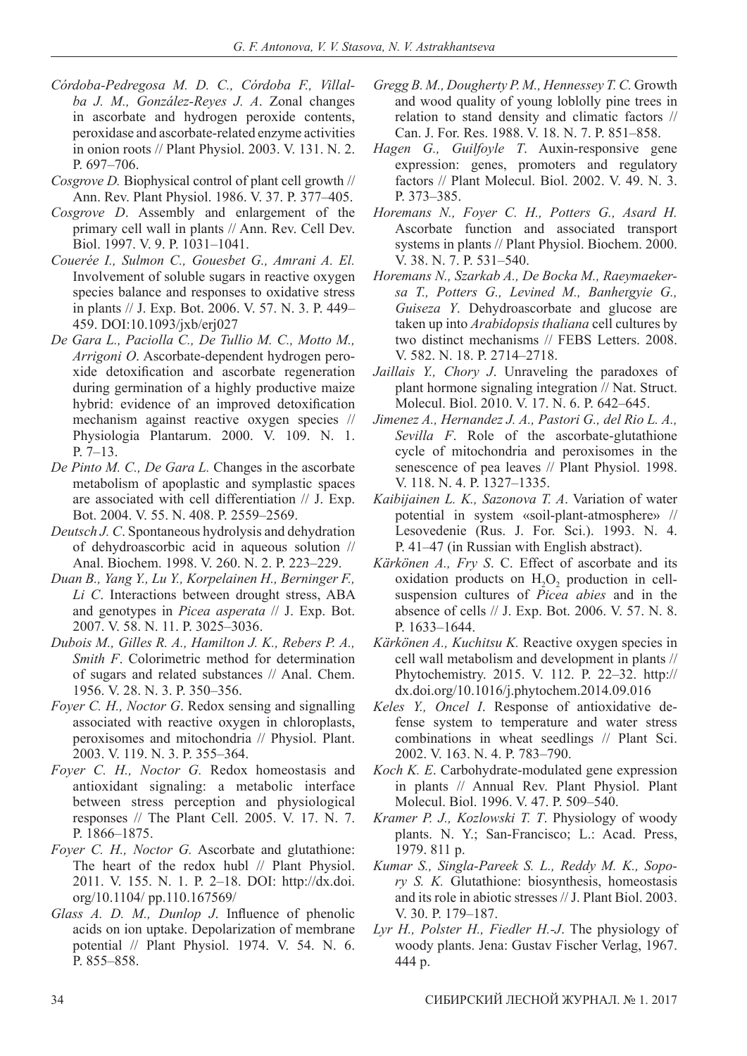*Córdoba-Pedregosa M. D. C., Córdoba F., Villalba J. M., González-Reyes J. A.* Zonal changes in ascorbate and hydrogen peroxide contents, peroxidase and ascorbate-related enzyme activities in onion roots // Plant Physiol. 2003. V. 131. N. 2. P. 697–706.

*Cosgrove D.* Biophysical control of plant cell growth // Ann. Rev. Plant Physiol. 1986. V. 37. P. 377–405.

*Cosgrove D*. Assembly and enlargement of the primary cell wall in plants // Ann. Rev. Cell Dev. Biol. 1997. V. 9. P. 1031–1041.

*Coueérée I., Sulmon C., Gouesbet G., Amrani A. El.* Involvement of soluble sugars in reactive oxygen species balance and responses to oxidative stress in plants // J. Exp. Bot. 2006. V. 57. N. 3. P. 449–459. DOI:10.1093/jxb/erj027

*De Gara L., Paciolla C., De Tullio M. C., Motto M., Arrigoni O*. Ascorbate-dependent hydrogen peroxide detoxification and ascorbate regeneration during germination of a highly productive maize hybrid: evidence of an improved detoxification mechanism against reactive oxygen species // Physiologia Plantarum. 2000. V. 109. N. 1. P. 7–13.

*De Pinto M. C., De Gara L.* Changes in the ascorbate metabolism of apoplastic and symplastic spaces are associated with cell differentiation // J. Exp. Bot. 2004. V. 55. N. 408. P. 2559–2569.

*Deutsch J. C*. Spontaneous hydrolysis and dehydration of dehydroascorbic acid in aqueous solution // Anal. Biochem. 1998. V. 260. N. 2. P. 223–229.

*Duan B., Yang Y., Lu Y., Korpelainen H., Berninger F., Li C*. Interactions between drought stress, ABA and genotypes in *Picea asperata* // J. Exp. Bot. 2007. V. 58. N. 11. P. 3025–3036.

*Dubois M., Gilles R. A., Hamilton J. K., Rebers P. A., Smith F*. Colorimetric method for determination of sugars and related substances // Anal. Chem. 1956. V. 28. N. 3. P. 350–356.

*Foyer C. H., Noctor G*. Redox sensing and signalling associated with reactive oxygen in chloroplasts, peroxisomes and mitochondria // Physiol. Plant. 2003. V. 119. N. 3. P. 355–364.

*Foyer C. H., Noctor G.* Redox homeostasis and antioxidant signaling: a metabolic interface between stress perception and physiological responses // The Plant Cell. 2005. V. 17. N. 7. P. 1866–1875.

*Foyer C. H., Noctor G.* Ascorbate and glutathione: The heart of the redox hubl // Plant Physiol. 2011. V. 155. N. 1. P. 2–18. DOI: http://dx.doi.org/10.1104/ pp.110.167569/

*Glass A. D. M., Dunlop J*. Influence of phenolic acids on ion uptake. Depolarization of membrane potential // Plant Physiol. 1974. V. 54. N. 6. P. 855–858.

*Gregg B. M., Dougherty P. M., Hennessey T. C.* Growth and wood quality of young loblolly pine trees in relation to stand density and climatic factors // Can. J. For. Res. 1988. V. 18. N. 7. P. 851–858.

*Hagen G., Guilfoyle T*. Auxin-responsive gene expression: genes, promoters and regulatory factors // Plant Molecul. Biol. 2002. V. 49. N. 3. P. 373–385.

*Horemans N., Foyer C. H., Potters G., Asard H.* Ascorbate function and associated transport systems in plants // Plant Physiol. Biochem. 2000. V. 38. N. 7. P. 531–540.

*Horemans N., Szarkab A., De Bocka M., Raeymaekersa T., Potters G., Levined M., Banhergyie G., Guiseza Y*. Dehydroascorbate and glucose are taken up into *Arabidopsis thaliana* cell cultures by two distinct mechanisms // FEBS Letters. 2008. V. 582. N. 18. P. 2714–2718.

*Jaillais Y., Chory J*. Unraveling the paradoxes of plant hormone signaling integration // Nat. Struct. Molecul. Biol. 2010. V. 17. N. 6. P. 642–645.

*Jimenez A., Hernandez J. A., Pastori G., del Rio L. A., Sevilla F*. Role of the ascorbate-glutathione cycle of mitochondria and peroxisomes in the senescence of pea leaves // Plant Physiol. 1998. V. 118. N. 4. P. 1327–1335.

*Kaibijainen L. K., Sazonova T. A*. Variation of water potential in system «soil-plant-atmosphere» // Lesovedenie (Rus. J. For. Sci.). 1993. N. 4. P. 41–47 (in Russian with English abstract).

*Kärkönen A., Fry S*. C. Effect of ascorbate and its oxidation products on $H_2O_2$ production in cell-suspension cultures of *Picea abies* and in the absence of cells // J. Exp. Bot. 2006. V. 57. N. 8. P. 1633–1644.

*Kärkönen A., Kuchitsu K.* Reactive oxygen species in cell wall metabolism and development in plants // Phytochemistry. 2015. V. 112. P. 22–32. http://dx.doi.org/10.1016/j.phytochem.2014.09.016

*Keles Y., Oncel I*. Response of antioxidative defense system to temperature and water stress combinations in wheat seedlings // Plant Sci. 2002. V. 163. N. 4. P. 783–790.

*Koch K. E*. Carbohydrate-modulated gene expression in plants // Annual Rev. Plant Physiol. Plant Molecul. Biol. 1996. V. 47. P. 509–540.

*Kramer P. J., Kozlowski T. T*. Physiology of woody plants. N. Y.; San-Francisco; L.: Acad. Press, 1979. 811 p.

*Kumar S., Singla-Pareek S. L., Reddy M. K., Sopory S. K.* Glutathione: biosynthesis, homeostasis and its role in abiotic stresses // J. Plant Biol. 2003. V. 30. P. 179–187.

*Lyr H., Polster H., Fiedler H.-J*. The physiology of woody plants. Jena: Gustav Fischer Verlag, 1967. 444 p.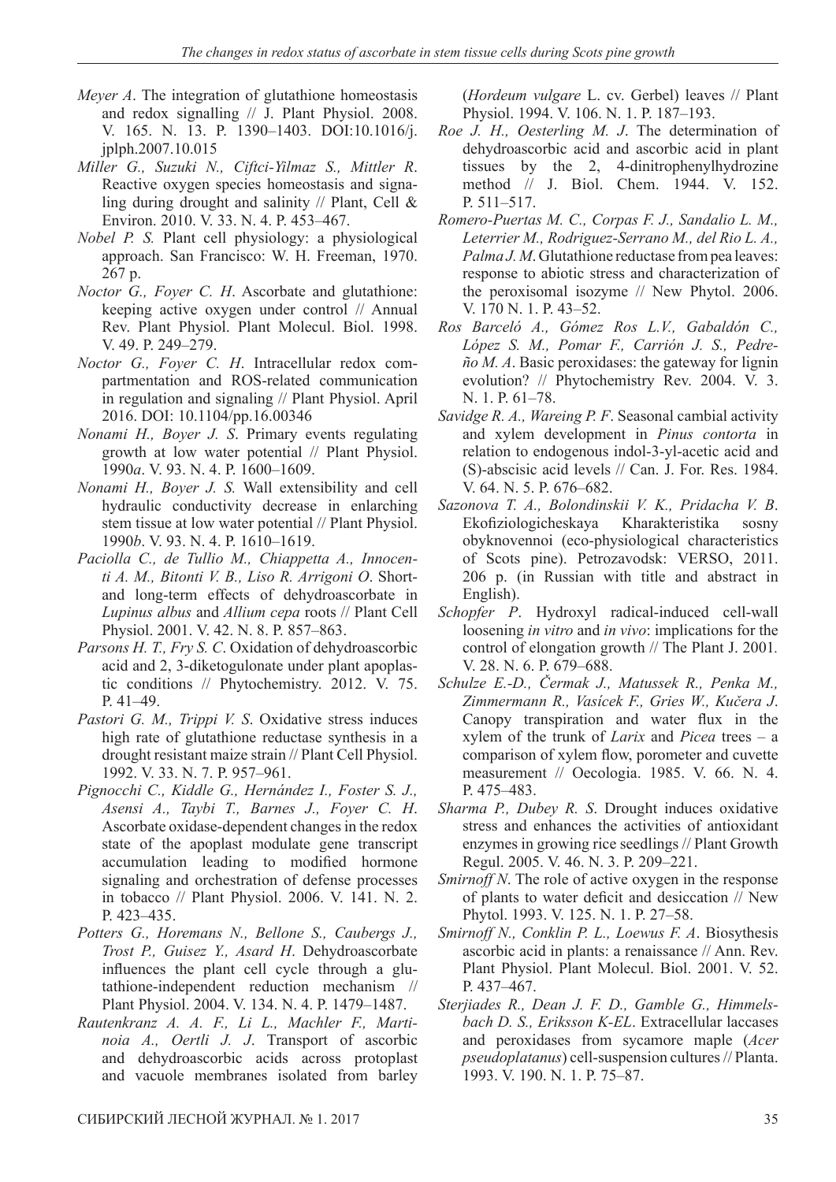*Meyer A*. The integration of glutathione homeostasis and redox signalling // J. Plant Physiol. 2008. V. 165. N. 13. P. 1390–1403. DOI:10.1016/j.jplph.2007.10.015

*Miller G., Suzuki N., Ciftci-Yilmaz S., Mittler R*. Reactive oxygen species homeostasis and signaling during drought and salinity // Plant, Cell & Environ. 2010. V. 33. N. 4. P. 453–467.

*Nobel P. S.* Plant cell physiology: a physiological approach. San Francisco: W. H. Freeman, 1970. 267 p.

*Noctor G., Foyer C. H*. Ascorbate and glutathione: keeping active oxygen under control // Annual Rev. Plant Physiol. Plant Molecul. Biol. 1998. V. 49. P. 249–279.

*Noctor G., Foyer C. H*. Intracellular redox compartmentation and ROS-related communication in regulation and signaling // Plant Physiol. April 2016. DOI: 10.1104/pp.16.00346

*Nonami H., Boyer J. S*. Primary events regulating growth at low water potential // Plant Physiol. 1990*a*. V. 93. N. 4. P. 1600–1609.

*Nonami H., Boyer J. S.* Wall extensibility and cell hydraulic conductivity decrease in enlarching stem tissue at low water potential // Plant Physiol. 1990*b*. V. 93. N. 4. P. 1610–1619.

*Paciolla C., de Tullio M., Chiappetta A., Innocenti A. M., Bitonti V. B., Liso R. Arrigoni O*. Short- and long-term effects of dehydroascorbate in *Lupinus albus* and *Allium cepa* roots // Plant Cell Physiol. 2001. V. 42. N. 8. P. 857–863.

*Parsons H. T., Fry S. C*. Oxidation of dehydroascorbic acid and 2, 3-diketogulonate under plant apoplastic conditions // Phytochemistry. 2012. V. 75. P. 41–49.

*Pastori G. M., Trippi V. S*. Oxidative stress induces high rate of glutathione reductase synthesis in a drought resistant maize strain // Plant Cell Physiol. 1992. V. 33. N. 7. P. 957–961.

*Pignocchi C., Kiddle G., Hernández I., Foster S. J., Asensi A., Taybi T., Barnes J., Foyer C. H*. Ascorbate oxidase-dependent changes in the redox state of the apoplast modulate gene transcript accumulation leading to modified hormone signaling and orchestration of defense processes in tobacco // Plant Physiol. 2006. V. 141. N. 2. P. 423–435.

*Potters G., Horemans N., Bellone S., Caubergs J., Trost P., Guisez Y., Asard H*. Dehydroascorbate influences the plant cell cycle through a glutathione-independent reduction mechanism // Plant Physiol. 2004. V. 134. N. 4. P. 1479–1487.

*Rautenkranz A. A. F., Li L., Machler F., Martinoia A., Oertli J. J*. Transport of ascorbic and dehydroascorbic acids across protoplast and vacuole membranes isolated from barley (*Hordeum vulgare* L. cv. Gerbel) leaves // Plant Physiol. 1994. V. 106. N. 1. P. 187–193.

*Roe J. H., Oesterling M. J*. The determination of dehydroascorbic acid and ascorbic acid in plant tissues by the 2, 4-dinitrophenylhydrozine method // J. Biol. Chem. 1944. V. 152. P. 511–517.

*Romero-Puertas M. C., Corpas F. J., Sandalio L. M., Leterrier M., Rodriguez-Serrano M., del Rio L. A., Palma J. M*. Glutathione reductase from pea leaves: response to abiotic stress and characterization of the peroxisomal isozyme // New Phytol. 2006. V. 170 N. 1. P. 43–52.

*Ros Barceló A., Gómez Ros L.V., Gabaldón C., López S. M., Pomar F., Carrión J. S., Pedreño M. A*. Basic peroxidases: the gateway for lignin evolution? // Phytochemistry Rev. 2004. V. 3. N. 1. P. 61–78.

*Savidge R. A., Wareing P. F*. Seasonal cambial activity and xylem development in *Pinus contorta* in relation to endogenous indol-3-yl-acetic acid and (S)-abscisic acid levels // Can. J. For. Res. 1984. V. 64. N. 5. P. 676–682.

*Sazonova T. A., Bolondinskii V. K., Pridacha V. B*. Ekofiziologicheskaya Kharakteristika sosny obyknovennoi (eco-physiological characteristics of Scots pine). Petrozavodsk: VERSO, 2011. 206 p. (in Russian with title and abstract in English).

*Schopfer P*. Hydroxyl radical-induced cell-wall loosening *in vitro* and *in vivo*: implications for the control of elongation growth // The Plant J. 2001. V. 28. N. 6. P. 679–688.

*Schulze E.-D., Čermak J., Matussek R., Penka M., Zimmermann R., Vasícek F., Gries W., Kučera J*. Canopy transpiration and water flux in the xylem of the trunk of *Larix* and *Picea* trees – a comparison of xylem flow, porometer and cuvette measurement // Oecologia. 1985. V. 66. N. 4. P. 475–483.

*Sharma P., Dubey R. S*. Drought induces oxidative stress and enhances the activities of antioxidant enzymes in growing rice seedlings // Plant Growth Regul. 2005. V. 46. N. 3. P. 209–221.

*Smirnoff N*. The role of active oxygen in the response of plants to water deficit and desiccation // New Phytol. 1993. V. 125. N. 1. P. 27–58.

*Smirnoff N., Conklin P. L., Loewus F. A*. Biosynthesis ascorbic acid in plants: a renaissance // Ann. Rev. Plant Physiol. Plant Molecul. Biol. 2001. V. 52. P. 437–467.

*Sterjiades R., Dean J. F. D., Gamble G., Himmelsbach D. S., Eriksson K-EL*. Extracellular laccases and peroxidases from sycamore maple (*Acer pseudoplatanus*) cell-suspension cultures // Planta. 1993. V. 190. N. 1. P. 75–87.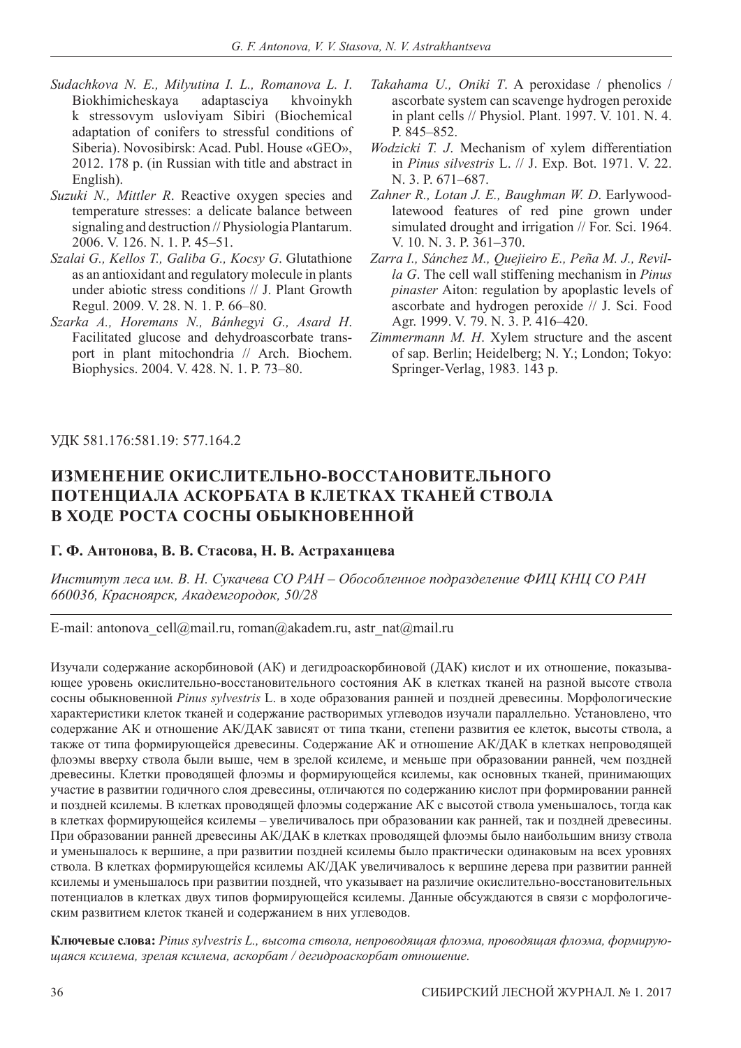*Sudachkova N. E., Milyutina I. L., Romanova L. I.* Biokhimicheskaya adaptasciya khvoinykh k stressovym usloviyam Sibiri (Biochemical adaptation of conifers to stressful conditions of Siberia). Novosibirsk: Acad. Publ. House «GEO», 2012. 178 p. (in Russian with title and abstract in English).

*Suzuki N., Mittler R*. Reactive oxygen species and temperature stresses: a delicate balance between signaling and destruction // Physiologia Plantarum. 2006. V. 126. N. 1. P. 45–51.

*Szalai G., Kellos T., Galiba G., Kocsy G*. Glutathione as an antioxidant and regulatory molecule in plants under abiotic stress conditions // J. Plant Growth Regul. 2009. V. 28. N. 1. P. 66–80.

*Szarka A., Horemans N., Bánhegyi G., Asard H*. Facilitated glucose and dehydroascorbate transport in plant mitochondria // Arch. Biochem. Biophysics. 2004. V. 428. N. 1. P. 73–80.

*Takahama U., Oniki T*. A peroxidase / phenolics / ascorbate system can scavenge hydrogen peroxide in plant cells // Physiol. Plant. 1997. V. 101. N. 4. P. 845–852.

*Wodzicki T. J*. Mechanism of xylem differentiation in *Pinus silvestris* L. // J. Exp. Bot. 1971. V. 22. N. 3. P. 671–687.

*Zahner R., Lotan J. E., Baughman W. D*. Earlywood-latewood features of red pine grown under simulated drought and irrigation // For. Sci. 1964. V. 10. N. 3. P. 361–370.

*Zarra I., Sánchez M., Quejieiro E., Peña M. J., Revilla G*. The cell wall stiffening mechanism in *Pinus pinaster* Aiton: regulation by apoplastic levels of ascorbate and hydrogen peroxide // J. Sci. Food Agr. 1999. V. 79. N. 3. P. 416–420.

*Zimmermann M. H*. Xylem structure and the ascent of sap. Berlin; Heidelberg; N. Y.; London; Tokyo: Springer-Verlag, 1983. 143 p.

УДК 581.176:581.19: 577.164.2

# ИЗМЕНЕНИЕ ОКИСЛИТЕЛЬНО-ВОССТАНОВИТЕЛЬНОГО ПОТЕНЦИАЛА АСКОРБАТА В КЛЕТКАХ ТКАНЕЙ СТВОЛА В ХОДЕ РОСТА СОСНЫ ОБЫКНОВЕННОЙ

**Г. Ф. Антонова, В. В. Стасова, Н. В. Астраханцева**

*Институт леса им. В. Н. Сукачева СО РАН – Обособленное подразделение ФИЦ КНЦ СО РАН 660036, Красноярск, Академгородок, 50/28*

E-mail: antonova_cell@mail.ru, roman@akadem.ru, astr_nat@mail.ru

Изучали содержание аскорбиновой (АК) и дегидроаскорбиновой (ДАК) кислот и их отношение, показывающее уровень окислительно-восстановительного состояния АК в клетках тканей на разной высоте ствола сосны обыкновенной *Pinus sylvestris* L. в ходе образования ранней и поздней древесины. Морфологические характеристики клеток тканей и содержание растворимых углеводов изучали параллельно. Установлено, что содержание АК и отношение АК/ДАК зависят от типа ткани, степени развития ее клеток, высоты ствола, а также от типа формирующейся древесины. Содержание АК и отношение АК/ДАК в клетках непроводящей флоэмы вверху ствола были выше, чем в зрелой ксилеме, и меньше при образовании ранней, чем поздней древесины. Клетки проводящей флоэмы и формирующейся ксилемы, как основных тканей, принимающих участие в развитии годичного слоя древесины, отличаются по содержанию кислот при формировании ранней и поздней ксилемы. В клетках проводящей флоэмы содержание АК с высотой ствола уменьшалось, тогда как в клетках формирующейся ксилемы – увеличивалось при образовании как ранней, так и поздней древесины. При образовании ранней древесины АК/ДАК в клетках проводящей флоэмы было наибольшим внизу ствола и уменьшалось к вершине, а при развитии поздней ксилемы было практически одинаковым на всех уровнях ствола. В клетках формирующейся ксилемы АК/ДАК увеличивалось к вершине дерева при развитии ранней ксилемы и уменьшалось при развитии поздней, что указывает на различие окислительно-восстановительных потенциалов в клетках двух типов формирующейся ксилемы. Данные обсуждаются в связи с морфологическим развитием клеток тканей и содержанием в них углеводов.

**Ключевые слова:** *Pinus sylvestris L., высота ствола, непроводящая флоэма, проводящая флоэма, формирующаяся ксилема, зрелая ксилема, аскорбат / дегидроаскорбат отношение.*